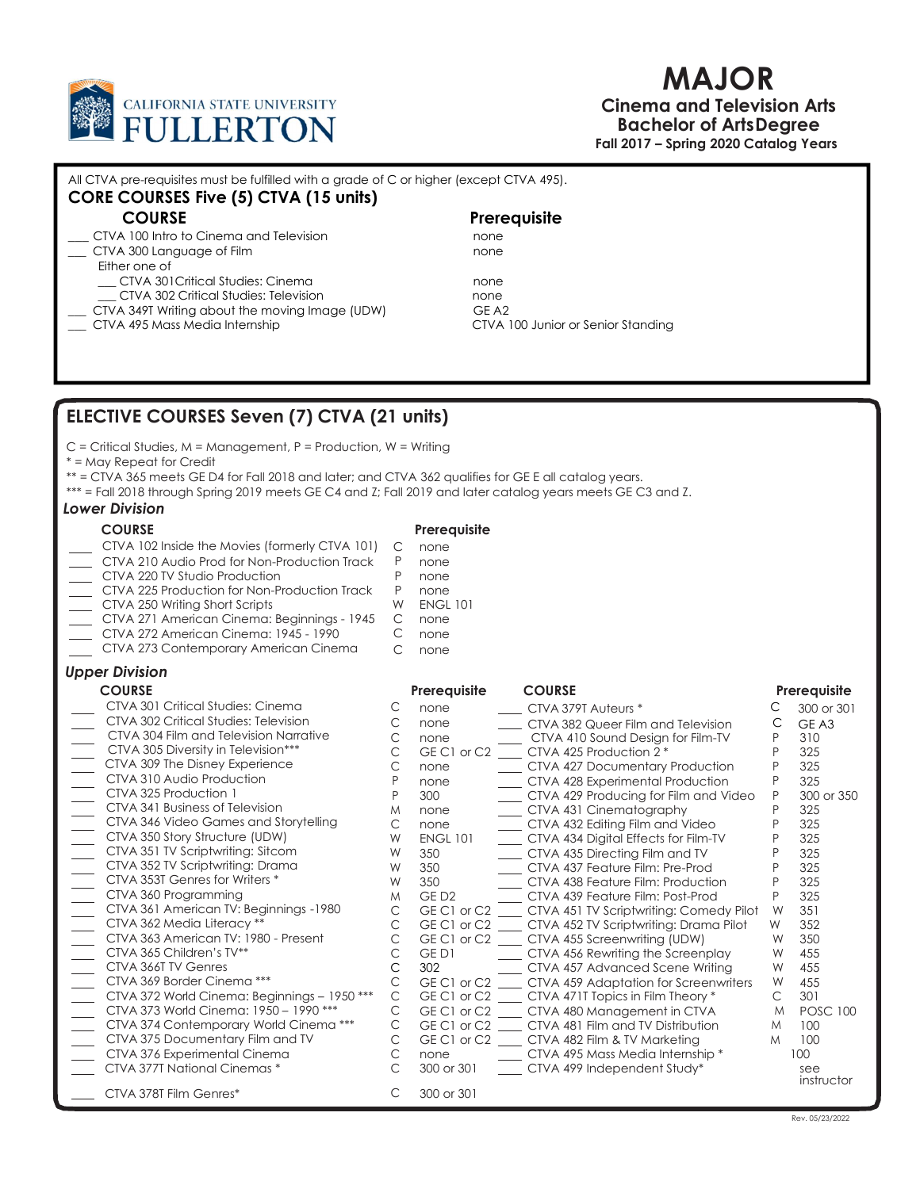California State University Fullerton

# MAJOR

## Cinema and Television Arts
## Bachelor of Arts Degree

**Fall 2017 – Spring 2020 Catalog Years**

All CTVA pre-requisites must be fulfilled with a grade of C or higher (except CTVA 495).

## CORE COURSES Five (5) CTVA (15 units)

| COURSE | Prerequisite |
|---|---|
| ___ CTVA 100 Intro to Cinema and Television | none |
| ___ CTVA 300 Language of Film | none |
| Either one of | |
| ___ CTVA 301 Critical Studies: Cinema | none |
| ___ CTVA 302 Critical Studies: Television | none |
| ___ CTVA 349T Writing about the moving Image (UDW) | GE A2 |
| ___ CTVA 495 Mass Media Internship | CTVA 100 Junior or Senior Standing |

## ELECTIVE COURSES Seven (7) CTVA (21 units)

C = Critical Studies, M = Management, P = Production, W = Writing

* = May Repeat for Credit

** = CTVA 365 meets GE D4 for Fall 2018 and later; and CTVA 362 qualifies for GE E all catalog years.

*** = Fall 2018 through Spring 2019 meets GE C4 and Z; Fall 2019 and later catalog years meets GE C3 and Z.

### *Lower Division*

| COURSE | | Prerequisite |
|---|---|---|
| ___ CTVA 102 Inside the Movies (formerly CTVA 101) | C | none |
| ___ CTVA 210 Audio Prod for Non-Production Track | P | none |
| ___ CTVA 220 TV Studio Production | P | none |
| ___ CTVA 225 Production for Non-Production Track | P | none |
| ___ CTVA 250 Writing Short Scripts | W | ENGL 101 |
| ___ CTVA 271 American Cinema: Beginnings - 1945 | C | none |
| ___ CTVA 272 American Cinema: 1945 - 1990 | C | none |
| ___ CTVA 273 Contemporary American Cinema | C | none |

### *Upper Division*

| COURSE | | Prerequisite |
|---|---|---|
| ___ CTVA 301 Critical Studies: Cinema | C | none |
| ___ CTVA 302 Critical Studies: Television | C | none |
| ___ CTVA 304 Film and Television Narrative | C | none |
| ___ CTVA 305 Diversity in Television*** | C | GE C1 or C2 |
| ___ CTVA 309 The Disney Experience | C | none |
| ___ CTVA 310 Audio Production | P | none |
| ___ CTVA 325 Production 1 | P | 300 |
| ___ CTVA 341 Business of Television | M | none |
| ___ CTVA 346 Video Games and Storytelling | C | none |
| ___ CTVA 350 Story Structure (UDW) | W | ENGL 101 |
| ___ CTVA 351 TV Scriptwriting: Sitcom | W | 350 |
| ___ CTVA 352 TV Scriptwriting: Drama | W | 350 |
| ___ CTVA 353T Genres for Writers * | W | 350 |
| ___ CTVA 360 Programming | M | GE D2 |
| ___ CTVA 361 American TV: Beginnings -1980 | C | GE C1 or C2 |
| ___ CTVA 362 Media Literacy ** | C | GE C1 or C2 |
| ___ CTVA 363 American TV: 1980 - Present | C | GE C1 or C2 |
| ___ CTVA 365 Children's TV** | C | GE D1 |
| ___ CTVA 366T TV Genres | C | 302 |
| ___ CTVA 369 Border Cinema *** | C | GE C1 or C2 |
| ___ CTVA 372 World Cinema: Beginnings – 1950 *** | C | GE C1 or C2 |
| ___ CTVA 373 World Cinema: 1950 – 1990 *** | C | GE C1 or C2 |
| ___ CTVA 374 Contemporary World Cinema *** | C | GE C1 or C2 |
| ___ CTVA 375 Documentary Film and TV | C | GE C1 or C2 |
| ___ CTVA 376 Experimental Cinema | C | none |
| ___ CTVA 377T National Cinemas * | C | 300 or 301 |
| ___ CTVA 378T Film Genres* | C | 300 or 301 |
| ___ CTVA 379T Auteurs * | C | 300 or 301 |
| ___ CTVA 382 Queer Film and Television | C | GE A3 |
| ___ CTVA 410 Sound Design for Film-TV | P | 310 |
| ___ CTVA 425 Production 2 * | P | 325 |
| ___ CTVA 427 Documentary Production | P | 325 |
| ___ CTVA 428 Experimental Production | P | 325 |
| ___ CTVA 429 Producing for Film and Video | P | 300 or 350 |
| ___ CTVA 431 Cinematography | P | 325 |
| ___ CTVA 432 Editing Film and Video | P | 325 |
| ___ CTVA 434 Digital Effects for Film-TV | P | 325 |
| ___ CTVA 435 Directing Film and TV | P | 325 |
| ___ CTVA 437 Feature Film: Pre-Prod | P | 325 |
| ___ CTVA 438 Feature Film: Production | P | 325 |
| ___ CTVA 439 Feature Film: Post-Prod | P | 325 |
| ___ CTVA 451 TV Scriptwriting: Comedy Pilot | W | 351 |
| ___ CTVA 452 TV Scriptwriting: Drama Pilot | W | 352 |
| ___ CTVA 455 Screenwriting (UDW) | W | 350 |
| ___ CTVA 456 Rewriting the Screenplay | W | 455 |
| ___ CTVA 457 Advanced Scene Writing | W | 455 |
| ___ CTVA 459 Adaptation for Screenwriters | W | 455 |
| ___ CTVA 471T Topics in Film Theory * | C | 301 |
| ___ CTVA 480 Management in CTVA | M | POSC 100 |
| ___ CTVA 481 Film and TV Distribution | M | 100 |
| ___ CTVA 482 Film & TV Marketing | M | 100 |
| ___ CTVA 495 Mass Media Internship * | | 100 |
| ___ CTVA 499 Independent Study* | | see instructor |

Rev. 05/23/2022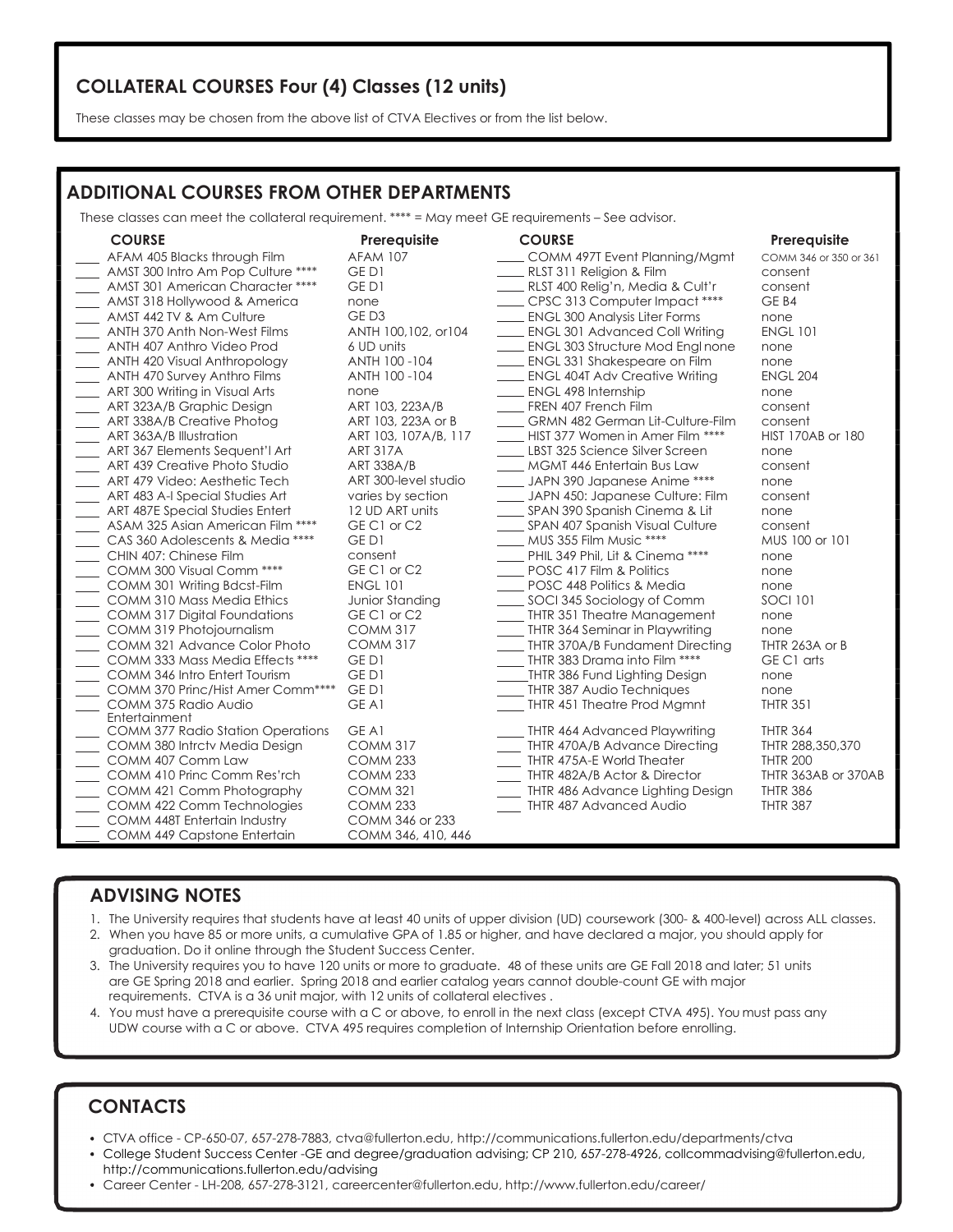## COLLATERAL COURSES Four (4) Classes (12 units)

These classes may be chosen from the above list of CTVA Electives or from the list below.

## ADDITIONAL COURSES FROM OTHER DEPARTMENTS

These classes can meet the collateral requirement. **** = May meet GE requirements – See advisor.

| COURSE | Prerequisite | COURSE | Prerequisite |
|---|---|---|---|
| ____ AFAM 405 Blacks through Film | AFAM 107 | ____ COMM 497T Event Planning/Mgmt | COMM 346 or 350 or 361 |
| ____ AMST 300 Intro Am Pop Culture **** | GE D1 | ____ RLST 311 Religion & Film | consent |
| ____ AMST 301 American Character **** | GE D1 | ____ RLST 400 Relig'n, Media & Cult'r | consent |
| ____ AMST 318 Hollywood & America | none | ____ CPSC 313 Computer Impact **** | GE B4 |
| ____ AMST 442 TV & Am Culture | GE D3 | ____ ENGL 300 Analysis Liter Forms | none |
| ____ ANTH 370 Anth Non-West Films | ANTH 100,102, or104 | ____ ENGL 301 Advanced Coll Writing | ENGL 101 |
| ____ ANTH 407 Anthro Video Prod | 6 UD units | ____ ENGL 303 Structure Mod Engl none | none |
| ____ ANTH 420 Visual Anthropology | ANTH 100 -104 | ____ ENGL 331 Shakespeare on Film | none |
| ____ ANTH 470 Survey Anthro Films | ANTH 100 -104 | ____ ENGL 404T Adv Creative Writing | ENGL 204 |
| ____ ART 300 Writing in Visual Arts | none | ____ ENGL 498 Internship | none |
| ____ ART 323A/B Graphic Design | ART 103, 223A/B | ____ FREN 407 French Film | consent |
| ____ ART 338A/B Creative Photog | ART 103, 223A or B | ____ GRMN 482 German Lit-Culture-Film | consent |
| ____ ART 363A/B Illustration | ART 103, 107A/B, 117 | ____ HIST 377 Women in Amer Film **** | HIST 170AB or 180 |
| ____ ART 367 Elements Sequent'l Art | ART 317A | ____ LBST 325 Science Silver Screen | none |
| ____ ART 439 Creative Photo Studio | ART 338A/B | ____ MGMT 446 Entertain Bus Law | consent |
| ____ ART 479 Video: Aesthetic Tech | ART 300-level studio | ____ JAPN 390 Japanese Anime **** | none |
| ____ ART 483 A-I Special Studies Art | varies by section | ____ JAPN 450: Japanese Culture: Film | consent |
| ____ ART 487E Special Studies Entert | 12 UD ART units | ____ SPAN 390 Spanish Cinema & Lit | none |
| ____ ASAM 325 Asian American Film **** | GE C1 or C2 | ____ SPAN 407 Spanish Visual Culture | consent |
| ____ CAS 360 Adolescents & Media **** | GE D1 | ____ MUS 355 Film Music **** | MUS 100 or 101 |
| ____ CHIN 407: Chinese Film | consent | ____ PHIL 349 Phil, Lit & Cinema **** | none |
| ____ COMM 300 Visual Comm **** | GE C1 or C2 | ____ POSC 417 Film & Politics | none |
| ____ COMM 301 Writing Bdcst-Film | ENGL 101 | ____ POSC 448 Politics & Media | none |
| ____ COMM 310 Mass Media Ethics | Junior Standing | ____ SOCI 345 Sociology of Comm | SOCI 101 |
| ____ COMM 317 Digital Foundations | GE C1 or C2 | ____ THTR 351 Theatre Management | none |
| ____ COMM 319 Photojournalism | COMM 317 | ____ THTR 364 Seminar in Playwriting | none |
| ____ COMM 321 Advance Color Photo | COMM 317 | ____ THTR 370A/B Fundament Directing | THTR 263A or B |
| ____ COMM 333 Mass Media Effects **** | GE D1 | ____ THTR 383 Drama into Film **** | GE C1 arts |
| ____ COMM 346 Intro Entert Tourism | GE D1 | ____ THTR 386 Fund Lighting Design | none |
| ____ COMM 370 Princ/Hist Amer Comm**** | GE D1 | ____ THTR 387 Audio Techniques | none |
| ____ COMM 375 Radio Audio Entertainment | GE A1 | ____ THTR 451 Theatre Prod Mgmnt | THTR 351 |
| ____ COMM 377 Radio Station Operations | GE A1 | ____ THTR 464 Advanced Playwriting | THTR 364 |
| ____ COMM 380 Intrctv Media Design | COMM 317 | ____ THTR 470A/B Advance Directing | THTR 288,350,370 |
| ____ COMM 407 Comm Law | COMM 233 | ____ THTR 475A-E World Theater | THTR 200 |
| ____ COMM 410 Princ Comm Res'rch | COMM 233 | ____ THTR 482A/B Actor & Director | THTR 363AB or 370AB |
| ____ COMM 421 Comm Photography | COMM 321 | ____ THTR 486 Advance Lighting Design | THTR 386 |
| ____ COMM 422 Comm Technologies | COMM 233 | ____ THTR 487 Advanced Audio | THTR 387 |
| ____ COMM 448T Entertain Industry | COMM 346 or 233 | | |
| ____ COMM 449 Capstone Entertain | COMM 346, 410, 446 | | |

## ADVISING NOTES

1. The University requires that students have at least 40 units of upper division (UD) coursework (300- & 400-level) across ALL classes.
2. When you have 85 or more units, a cumulative GPA of 1.85 or higher, and have declared a major, you should apply for graduation. Do it online through the Student Success Center.
3. The University requires you to have 120 units or more to graduate. 48 of these units are GE Fall 2018 and later; 51 units are GE Spring 2018 and earlier. Spring 2018 and earlier catalog years cannot double-count GE with major requirements. CTVA is a 36 unit major, with 12 units of collateral electives .
4. You must have a prerequisite course with a C or above, to enroll in the next class (except CTVA 495). You must pass any UDW course with a C or above. CTVA 495 requires completion of Internship Orientation before enrolling.

## CONTACTS

- CTVA office - CP-650-07, 657-278-7883, ctva@fullerton.edu, http://communications.fullerton.edu/departments/ctva
- College Student Success Center -GE and degree/graduation advising; CP 210, 657-278-4926, collcommadvising@fullerton.edu, http://communications.fullerton.edu/advising
- Career Center - LH-208, 657-278-3121, careercenter@fullerton.edu, http://www.fullerton.edu/career/